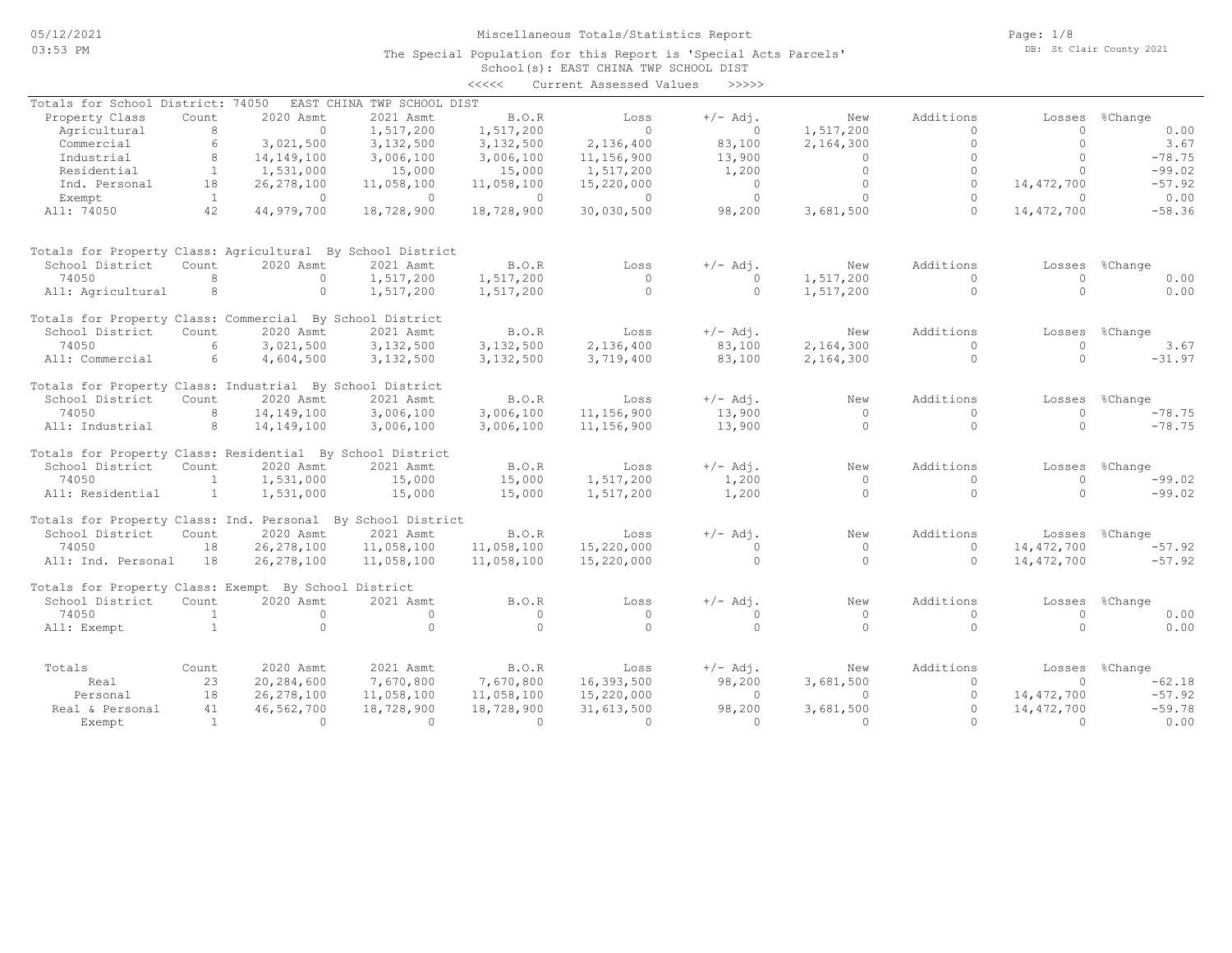05/12/2021
03:53 PM

# Miscellaneous Totals/Statistics Report

The Special Population for this Report is 'Special Acts Parcels'
School(s): EAST CHINA TWP SCHOOL DIST
<<<<< Current Assessed Values >>>>>

DB: St Clair County 2021

Totals for School District: 74050 EAST CHINA TWP SCHOOL DIST

| Property Class | Count | 2020 Asmt | 2021 Asmt | B.O.R | Loss | +/- Adj. | New | Additions | Losses | %Change |
|---|---|---|---|---|---|---|---|---|---|---|
| Agricultural | 8 | 0 | 1,517,200 | 1,517,200 | 0 | 0 | 1,517,200 | 0 | 0 | 0.00 |
| Commercial | 6 | 3,021,500 | 3,132,500 | 3,132,500 | 2,136,400 | 83,100 | 2,164,300 | 0 | 0 | 3.67 |
| Industrial | 8 | 14,149,100 | 3,006,100 | 3,006,100 | 11,156,900 | 13,900 | 0 | 0 | 0 | -78.75 |
| Residential | 1 | 1,531,000 | 15,000 | 15,000 | 1,517,200 | 1,200 | 0 | 0 | 0 | -99.02 |
| Ind. Personal | 18 | 26,278,100 | 11,058,100 | 11,058,100 | 15,220,000 | 0 | 0 | 0 | 14,472,700 | -57.92 |
| Exempt | 1 | 0 | 0 | 0 | 0 | 0 | 0 | 0 | 0 | 0.00 |
| All: 74050 | 42 | 44,979,700 | 18,728,900 | 18,728,900 | 30,030,500 | 98,200 | 3,681,500 | 0 | 14,472,700 | -58.36 |

Totals for Property Class: Agricultural By School District

| School District | Count | 2020 Asmt | 2021 Asmt | B.O.R | Loss | +/- Adj. | New | Additions | Losses | %Change |
|---|---|---|---|---|---|---|---|---|---|---|
| 74050 | 8 | 0 | 1,517,200 | 1,517,200 | 0 | 0 | 1,517,200 | 0 | 0 | 0.00 |
| All: Agricultural | 8 | 0 | 1,517,200 | 1,517,200 | 0 | 0 | 1,517,200 | 0 | 0 | 0.00 |

Totals for Property Class: Commercial By School District

| School District | Count | 2020 Asmt | 2021 Asmt | B.O.R | Loss | +/- Adj. | New | Additions | Losses | %Change |
|---|---|---|---|---|---|---|---|---|---|---|
| 74050 | 6 | 3,021,500 | 3,132,500 | 3,132,500 | 2,136,400 | 83,100 | 2,164,300 | 0 | 0 | 3.67 |
| All: Commercial | 6 | 4,604,500 | 3,132,500 | 3,132,500 | 3,719,400 | 83,100 | 2,164,300 | 0 | 0 | -31.97 |

Totals for Property Class: Industrial By School District

| School District | Count | 2020 Asmt | 2021 Asmt | B.O.R | Loss | +/- Adj. | New | Additions | Losses | %Change |
|---|---|---|---|---|---|---|---|---|---|---|
| 74050 | 8 | 14,149,100 | 3,006,100 | 3,006,100 | 11,156,900 | 13,900 | 0 | 0 | 0 | -78.75 |
| All: Industrial | 8 | 14,149,100 | 3,006,100 | 3,006,100 | 11,156,900 | 13,900 | 0 | 0 | 0 | -78.75 |

Totals for Property Class: Residential By School District

| School District | Count | 2020 Asmt | 2021 Asmt | B.O.R | Loss | +/- Adj. | New | Additions | Losses | %Change |
|---|---|---|---|---|---|---|---|---|---|---|
| 74050 | 1 | 1,531,000 | 15,000 | 15,000 | 1,517,200 | 1,200 | 0 | 0 | 0 | -99.02 |
| All: Residential | 1 | 1,531,000 | 15,000 | 15,000 | 1,517,200 | 1,200 | 0 | 0 | 0 | -99.02 |

Totals for Property Class: Ind. Personal By School District

| School District | Count | 2020 Asmt | 2021 Asmt | B.O.R | Loss | +/- Adj. | New | Additions | Losses | %Change |
|---|---|---|---|---|---|---|---|---|---|---|
| 74050 | 18 | 26,278,100 | 11,058,100 | 11,058,100 | 15,220,000 | 0 | 0 | 0 | 14,472,700 | -57.92 |
| All: Ind. Personal | 18 | 26,278,100 | 11,058,100 | 11,058,100 | 15,220,000 | 0 | 0 | 0 | 14,472,700 | -57.92 |

Totals for Property Class: Exempt By School District

| School District | Count | 2020 Asmt | 2021 Asmt | B.O.R | Loss | +/- Adj. | New | Additions | Losses | %Change |
|---|---|---|---|---|---|---|---|---|---|---|
| 74050 | 1 | 0 | 0 | 0 | 0 | 0 | 0 | 0 | 0 | 0.00 |
| All: Exempt | 1 | 0 | 0 | 0 | 0 | 0 | 0 | 0 | 0 | 0.00 |

| Totals | Count | 2020 Asmt | 2021 Asmt | B.O.R | Loss | +/- Adj. | New | Additions | Losses | %Change |
|---|---|---|---|---|---|---|---|---|---|---|
| Real | 23 | 20,284,600 | 7,670,800 | 7,670,800 | 16,393,500 | 98,200 | 3,681,500 | 0 | 0 | -62.18 |
| Personal | 18 | 26,278,100 | 11,058,100 | 11,058,100 | 15,220,000 | 0 | 0 | 0 | 14,472,700 | -57.92 |
| Real & Personal | 41 | 46,562,700 | 18,728,900 | 18,728,900 | 31,613,500 | 98,200 | 3,681,500 | 0 | 14,472,700 | -59.78 |
| Exempt | 1 | 0 | 0 | 0 | 0 | 0 | 0 | 0 | 0 | 0.00 |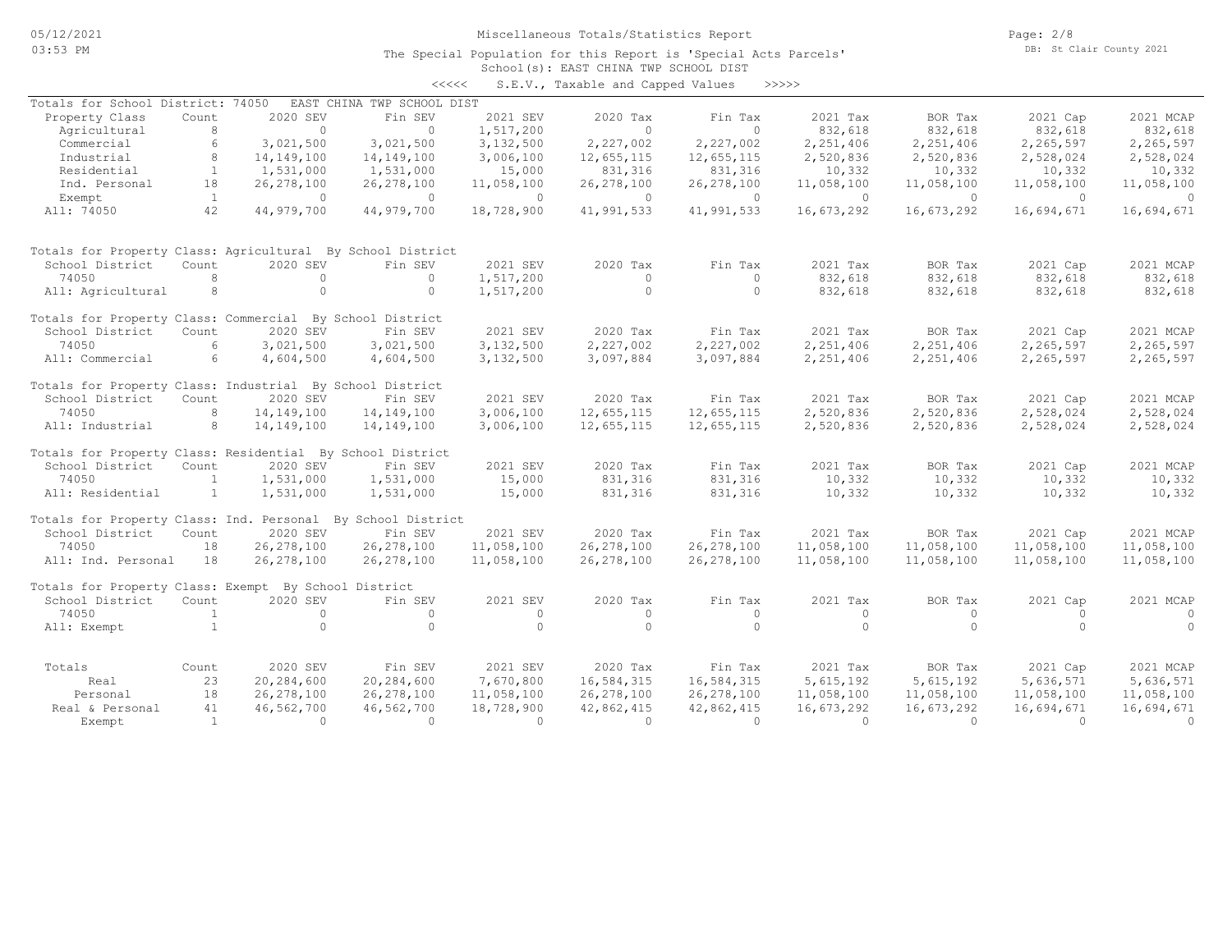# Miscellaneous Totals/Statistics Report

The Special Population for this Report is 'Special Acts Parcels'
School(s): EAST CHINA TWP SCHOOL DIST

<<<<< S.E.V., Taxable and Capped Values >>>>>

Totals for School District: 74050 EAST CHINA TWP SCHOOL DIST

| Property Class | Count | 2020 SEV | Fin SEV | 2021 SEV | 2020 Tax | Fin Tax | 2021 Tax | BOR Tax | 2021 Cap | 2021 MCAP |
|---|---|---|---|---|---|---|---|---|---|---|
| Agricultural | 8 | 0 | 0 | 1,517,200 | 0 | 0 | 832,618 | 832,618 | 832,618 | 832,618 |
| Commercial | 6 | 3,021,500 | 3,021,500 | 3,132,500 | 2,227,002 | 2,227,002 | 2,251,406 | 2,251,406 | 2,265,597 | 2,265,597 |
| Industrial | 8 | 14,149,100 | 14,149,100 | 3,006,100 | 12,655,115 | 12,655,115 | 2,520,836 | 2,520,836 | 2,528,024 | 2,528,024 |
| Residential | 1 | 1,531,000 | 1,531,000 | 15,000 | 831,316 | 831,316 | 10,332 | 10,332 | 10,332 | 10,332 |
| Ind. Personal | 18 | 26,278,100 | 26,278,100 | 11,058,100 | 26,278,100 | 26,278,100 | 11,058,100 | 11,058,100 | 11,058,100 | 11,058,100 |
| Exempt | 1 | 0 | 0 | 0 | 0 | 0 | 0 | 0 | 0 | 0 |
| All: 74050 | 42 | 44,979,700 | 44,979,700 | 18,728,900 | 41,991,533 | 41,991,533 | 16,673,292 | 16,673,292 | 16,694,671 | 16,694,671 |

Totals for Property Class: Agricultural By School District

| School District | Count | 2020 SEV | Fin SEV | 2021 SEV | 2020 Tax | Fin Tax | 2021 Tax | BOR Tax | 2021 Cap | 2021 MCAP |
|---|---|---|---|---|---|---|---|---|---|---|
| 74050 | 8 | 0 | 0 | 1,517,200 | 0 | 0 | 832,618 | 832,618 | 832,618 | 832,618 |
| All: Agricultural | 8 | 0 | 0 | 1,517,200 | 0 | 0 | 832,618 | 832,618 | 832,618 | 832,618 |

Totals for Property Class: Commercial By School District

| School District | Count | 2020 SEV | Fin SEV | 2021 SEV | 2020 Tax | Fin Tax | 2021 Tax | BOR Tax | 2021 Cap | 2021 MCAP |
|---|---|---|---|---|---|---|---|---|---|---|
| 74050 | 6 | 3,021,500 | 3,021,500 | 3,132,500 | 2,227,002 | 2,227,002 | 2,251,406 | 2,251,406 | 2,265,597 | 2,265,597 |
| All: Commercial | 6 | 4,604,500 | 4,604,500 | 3,132,500 | 3,097,884 | 3,097,884 | 2,251,406 | 2,251,406 | 2,265,597 | 2,265,597 |

Totals for Property Class: Industrial By School District

| School District | Count | 2020 SEV | Fin SEV | 2021 SEV | 2020 Tax | Fin Tax | 2021 Tax | BOR Tax | 2021 Cap | 2021 MCAP |
|---|---|---|---|---|---|---|---|---|---|---|
| 74050 | 8 | 14,149,100 | 14,149,100 | 3,006,100 | 12,655,115 | 12,655,115 | 2,520,836 | 2,520,836 | 2,528,024 | 2,528,024 |
| All: Industrial | 8 | 14,149,100 | 14,149,100 | 3,006,100 | 12,655,115 | 12,655,115 | 2,520,836 | 2,520,836 | 2,528,024 | 2,528,024 |

Totals for Property Class: Residential By School District

| School District | Count | 2020 SEV | Fin SEV | 2021 SEV | 2020 Tax | Fin Tax | 2021 Tax | BOR Tax | 2021 Cap | 2021 MCAP |
|---|---|---|---|---|---|---|---|---|---|---|
| 74050 | 1 | 1,531,000 | 1,531,000 | 15,000 | 831,316 | 831,316 | 10,332 | 10,332 | 10,332 | 10,332 |
| All: Residential | 1 | 1,531,000 | 1,531,000 | 15,000 | 831,316 | 831,316 | 10,332 | 10,332 | 10,332 | 10,332 |

Totals for Property Class: Ind. Personal By School District

| School District | Count | 2020 SEV | Fin SEV | 2021 SEV | 2020 Tax | Fin Tax | 2021 Tax | BOR Tax | 2021 Cap | 2021 MCAP |
|---|---|---|---|---|---|---|---|---|---|---|
| 74050 | 18 | 26,278,100 | 26,278,100 | 11,058,100 | 26,278,100 | 26,278,100 | 11,058,100 | 11,058,100 | 11,058,100 | 11,058,100 |
| All: Ind. Personal | 18 | 26,278,100 | 26,278,100 | 11,058,100 | 26,278,100 | 26,278,100 | 11,058,100 | 11,058,100 | 11,058,100 | 11,058,100 |

Totals for Property Class: Exempt By School District

| School District | Count | 2020 SEV | Fin SEV | 2021 SEV | 2020 Tax | Fin Tax | 2021 Tax | BOR Tax | 2021 Cap | 2021 MCAP |
|---|---|---|---|---|---|---|---|---|---|---|
| 74050 | 1 | 0 | 0 | 0 | 0 | 0 | 0 | 0 | 0 | 0 |
| All: Exempt | 1 | 0 | 0 | 0 | 0 | 0 | 0 | 0 | 0 | 0 |

| Totals | Count | 2020 SEV | Fin SEV | 2021 SEV | 2020 Tax | Fin Tax | 2021 Tax | BOR Tax | 2021 Cap | 2021 MCAP |
|---|---|---|---|---|---|---|---|---|---|---|
| Real | 23 | 20,284,600 | 20,284,600 | 7,670,800 | 16,584,315 | 16,584,315 | 5,615,192 | 5,615,192 | 5,636,571 | 5,636,571 |
| Personal | 18 | 26,278,100 | 26,278,100 | 11,058,100 | 26,278,100 | 26,278,100 | 11,058,100 | 11,058,100 | 11,058,100 | 11,058,100 |
| Real & Personal | 41 | 46,562,700 | 46,562,700 | 18,728,900 | 42,862,415 | 42,862,415 | 16,673,292 | 16,673,292 | 16,694,671 | 16,694,671 |
| Exempt | 1 | 0 | 0 | 0 | 0 | 0 | 0 | 0 | 0 | 0 |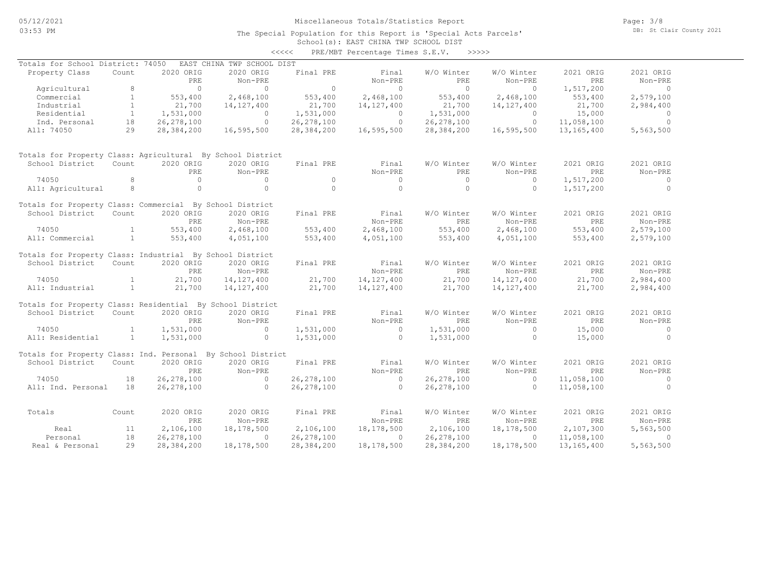# Miscellaneous Totals/Statistics Report

The Special Population for this Report is 'Special Acts Parcels'
School(s): EAST CHINA TWP SCHOOL DIST
<<<<< PRE/MBT Percentage Times S.E.V. >>>>>

05/12/2021
03:53 PM

DB: St Clair County 2021

Totals for School District: 74050 EAST CHINA TWP SCHOOL DIST

| Property Class | Count | 2020 ORIG PRE | 2020 ORIG Non-PRE | Final PRE | Final Non-PRE | W/O Winter PRE | W/O Winter Non-PRE | 2021 ORIG PRE | 2021 ORIG Non-PRE |
|---|---|---|---|---|---|---|---|---|---|
| Agricultural | 8 | 0 | 0 | 0 | 0 | 0 | 0 | 1,517,200 | 0 |
| Commercial | 1 | 553,400 | 2,468,100 | 553,400 | 2,468,100 | 553,400 | 2,468,100 | 553,400 | 2,579,100 |
| Industrial | 1 | 21,700 | 14,127,400 | 21,700 | 14,127,400 | 21,700 | 14,127,400 | 21,700 | 2,984,400 |
| Residential | 1 | 1,531,000 | 0 | 1,531,000 | 0 | 1,531,000 | 0 | 15,000 | 0 |
| Ind. Personal | 18 | 26,278,100 | 0 | 26,278,100 | 0 | 26,278,100 | 0 | 11,058,100 | 0 |
| All: 74050 | 29 | 28,384,200 | 16,595,500 | 28,384,200 | 16,595,500 | 28,384,200 | 16,595,500 | 13,165,400 | 5,563,500 |

Totals for Property Class: Agricultural By School District

| School District | Count | 2020 ORIG PRE | 2020 ORIG Non-PRE | Final PRE | Final Non-PRE | W/O Winter PRE | W/O Winter Non-PRE | 2021 ORIG PRE | 2021 ORIG Non-PRE |
|---|---|---|---|---|---|---|---|---|---|
| 74050 | 8 | 0 | 0 | 0 | 0 | 0 | 0 | 1,517,200 | 0 |
| All: Agricultural | 8 | 0 | 0 | 0 | 0 | 0 | 0 | 1,517,200 | 0 |

Totals for Property Class: Commercial By School District

| School District | Count | 2020 ORIG PRE | 2020 ORIG Non-PRE | Final PRE | Final Non-PRE | W/O Winter PRE | W/O Winter Non-PRE | 2021 ORIG PRE | 2021 ORIG Non-PRE |
|---|---|---|---|---|---|---|---|---|---|
| 74050 | 1 | 553,400 | 2,468,100 | 553,400 | 2,468,100 | 553,400 | 2,468,100 | 553,400 | 2,579,100 |
| All: Commercial | 1 | 553,400 | 4,051,100 | 553,400 | 4,051,100 | 553,400 | 4,051,100 | 553,400 | 2,579,100 |

Totals for Property Class: Industrial By School District

| School District | Count | 2020 ORIG PRE | 2020 ORIG Non-PRE | Final PRE | Final Non-PRE | W/O Winter PRE | W/O Winter Non-PRE | 2021 ORIG PRE | 2021 ORIG Non-PRE |
|---|---|---|---|---|---|---|---|---|---|
| 74050 | 1 | 21,700 | 14,127,400 | 21,700 | 14,127,400 | 21,700 | 14,127,400 | 21,700 | 2,984,400 |
| All: Industrial | 1 | 21,700 | 14,127,400 | 21,700 | 14,127,400 | 21,700 | 14,127,400 | 21,700 | 2,984,400 |

Totals for Property Class: Residential By School District

| School District | Count | 2020 ORIG PRE | 2020 ORIG Non-PRE | Final PRE | Final Non-PRE | W/O Winter PRE | W/O Winter Non-PRE | 2021 ORIG PRE | 2021 ORIG Non-PRE |
|---|---|---|---|---|---|---|---|---|---|
| 74050 | 1 | 1,531,000 | 0 | 1,531,000 | 0 | 1,531,000 | 0 | 15,000 | 0 |
| All: Residential | 1 | 1,531,000 | 0 | 1,531,000 | 0 | 1,531,000 | 0 | 15,000 | 0 |

Totals for Property Class: Ind. Personal By School District

| School District | Count | 2020 ORIG PRE | 2020 ORIG Non-PRE | Final PRE | Final Non-PRE | W/O Winter PRE | W/O Winter Non-PRE | 2021 ORIG PRE | 2021 ORIG Non-PRE |
|---|---|---|---|---|---|---|---|---|---|
| 74050 | 18 | 26,278,100 | 0 | 26,278,100 | 0 | 26,278,100 | 0 | 11,058,100 | 0 |
| All: Ind. Personal | 18 | 26,278,100 | 0 | 26,278,100 | 0 | 26,278,100 | 0 | 11,058,100 | 0 |

| Totals | Count | 2020 ORIG PRE | 2020 ORIG Non-PRE | Final PRE | Final Non-PRE | W/O Winter PRE | W/O Winter Non-PRE | 2021 ORIG PRE | 2021 ORIG Non-PRE |
|---|---|---|---|---|---|---|---|---|---|
| Real | 11 | 2,106,100 | 18,178,500 | 2,106,100 | 18,178,500 | 2,106,100 | 18,178,500 | 2,107,300 | 5,563,500 |
| Personal | 18 | 26,278,100 | 0 | 26,278,100 | 0 | 26,278,100 | 0 | 11,058,100 | 0 |
| Real & Personal | 29 | 28,384,200 | 18,178,500 | 28,384,200 | 18,178,500 | 28,384,200 | 18,178,500 | 13,165,400 | 5,563,500 |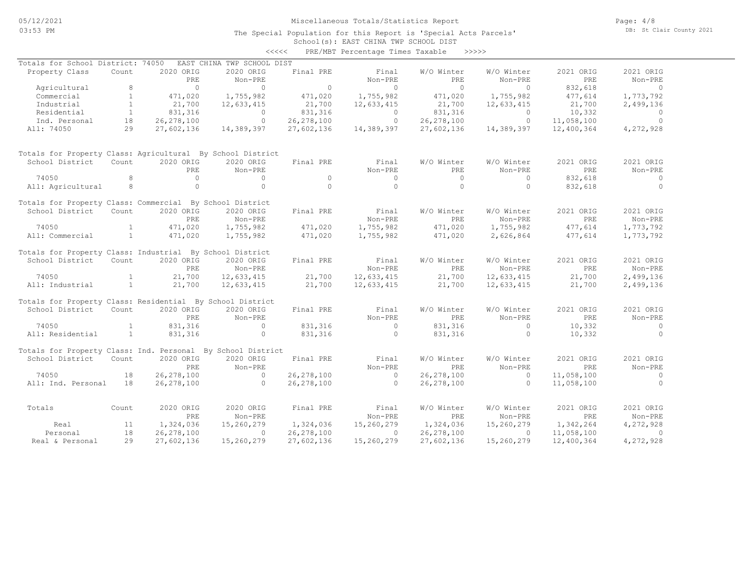# Miscellaneous Totals/Statistics Report

The Special Population for this Report is 'Special Acts Parcels'

School(s): EAST CHINA TWP SCHOOL DIST

<<<<< PRE/MBT Percentage Times Taxable >>>>>

## Totals for School District: 74050 EAST CHINA TWP SCHOOL DIST

| Property Class | Count | 2020 ORIG PRE | 2020 ORIG Non-PRE | Final PRE | Final Non-PRE | W/O Winter PRE | W/O Winter Non-PRE | 2021 ORIG PRE | 2021 ORIG Non-PRE |
|---|---|---|---|---|---|---|---|---|---|
| Agricultural | 8 | 0 | 0 | 0 | 0 | 0 | 0 | 832,618 | 0 |
| Commercial | 1 | 471,020 | 1,755,982 | 471,020 | 1,755,982 | 471,020 | 1,755,982 | 477,614 | 1,773,792 |
| Industrial | 1 | 21,700 | 12,633,415 | 21,700 | 12,633,415 | 21,700 | 12,633,415 | 21,700 | 2,499,136 |
| Residential | 1 | 831,316 | 0 | 831,316 | 0 | 831,316 | 0 | 10,332 | 0 |
| Ind. Personal | 18 | 26,278,100 | 0 | 26,278,100 | 0 | 26,278,100 | 0 | 11,058,100 | 0 |
| All: 74050 | 29 | 27,602,136 | 14,389,397 | 27,602,136 | 14,389,397 | 27,602,136 | 14,389,397 | 12,400,364 | 4,272,928 |

## Totals for Property Class: Agricultural By School District

| School District | Count | 2020 ORIG PRE | 2020 ORIG Non-PRE | Final PRE | Final Non-PRE | W/O Winter PRE | W/O Winter Non-PRE | 2021 ORIG PRE | 2021 ORIG Non-PRE |
|---|---|---|---|---|---|---|---|---|---|
| 74050 | 8 | 0 | 0 | 0 | 0 | 0 | 0 | 832,618 | 0 |
| All: Agricultural | 8 | 0 | 0 | 0 | 0 | 0 | 0 | 832,618 | 0 |

## Totals for Property Class: Commercial By School District

| School District | Count | 2020 ORIG PRE | 2020 ORIG Non-PRE | Final PRE | Final Non-PRE | W/O Winter PRE | W/O Winter Non-PRE | 2021 ORIG PRE | 2021 ORIG Non-PRE |
|---|---|---|---|---|---|---|---|---|---|
| 74050 | 1 | 471,020 | 1,755,982 | 471,020 | 1,755,982 | 471,020 | 1,755,982 | 477,614 | 1,773,792 |
| All: Commercial | 1 | 471,020 | 1,755,982 | 471,020 | 1,755,982 | 471,020 | 2,626,864 | 477,614 | 1,773,792 |

## Totals for Property Class: Industrial By School District

| School District | Count | 2020 ORIG PRE | 2020 ORIG Non-PRE | Final PRE | Final Non-PRE | W/O Winter PRE | W/O Winter Non-PRE | 2021 ORIG PRE | 2021 ORIG Non-PRE |
|---|---|---|---|---|---|---|---|---|---|
| 74050 | 1 | 21,700 | 12,633,415 | 21,700 | 12,633,415 | 21,700 | 12,633,415 | 21,700 | 2,499,136 |
| All: Industrial | 1 | 21,700 | 12,633,415 | 21,700 | 12,633,415 | 21,700 | 12,633,415 | 21,700 | 2,499,136 |

## Totals for Property Class: Residential By School District

| School District | Count | 2020 ORIG PRE | 2020 ORIG Non-PRE | Final PRE | Final Non-PRE | W/O Winter PRE | W/O Winter Non-PRE | 2021 ORIG PRE | 2021 ORIG Non-PRE |
|---|---|---|---|---|---|---|---|---|---|
| 74050 | 1 | 831,316 | 0 | 831,316 | 0 | 831,316 | 0 | 10,332 | 0 |
| All: Residential | 1 | 831,316 | 0 | 831,316 | 0 | 831,316 | 0 | 10,332 | 0 |

## Totals for Property Class: Ind. Personal By School District

| School District | Count | 2020 ORIG PRE | 2020 ORIG Non-PRE | Final PRE | Final Non-PRE | W/O Winter PRE | W/O Winter Non-PRE | 2021 ORIG PRE | 2021 ORIG Non-PRE |
|---|---|---|---|---|---|---|---|---|---|
| 74050 | 18 | 26,278,100 | 0 | 26,278,100 | 0 | 26,278,100 | 0 | 11,058,100 | 0 |
| All: Ind. Personal | 18 | 26,278,100 | 0 | 26,278,100 | 0 | 26,278,100 | 0 | 11,058,100 | 0 |

## Totals

| Totals | Count | 2020 ORIG PRE | 2020 ORIG Non-PRE | Final PRE | Final Non-PRE | W/O Winter PRE | W/O Winter Non-PRE | 2021 ORIG PRE | 2021 ORIG Non-PRE |
|---|---|---|---|---|---|---|---|---|---|
| Real | 11 | 1,324,036 | 15,260,279 | 1,324,036 | 15,260,279 | 1,324,036 | 15,260,279 | 1,342,264 | 4,272,928 |
| Personal | 18 | 26,278,100 | 0 | 26,278,100 | 0 | 26,278,100 | 0 | 11,058,100 | 0 |
| Real & Personal | 29 | 27,602,136 | 15,260,279 | 27,602,136 | 15,260,279 | 27,602,136 | 15,260,279 | 12,400,364 | 4,272,928 |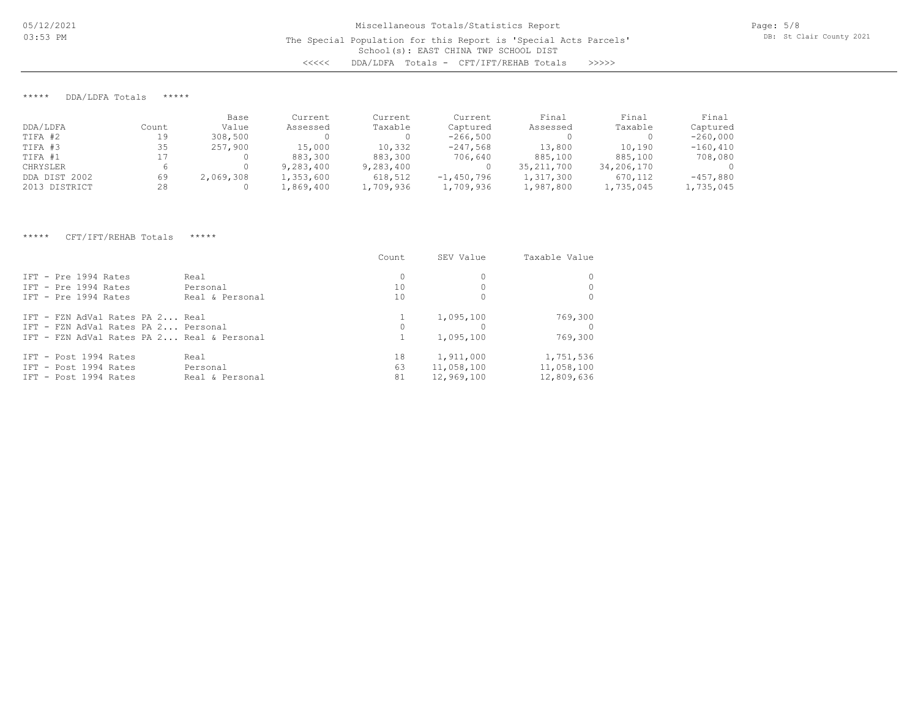# Miscellaneous Totals/Statistics Report

The Special Population for this Report is 'Special Acts Parcels'
School(s): EAST CHINA TWP SCHOOL DIST
<<<<< DDA/LDFA Totals - CFT/IFT/REHAB Totals >>>>>

## ***** DDA/LDFA Totals *****

| DDA/LDFA | Count | Base Value | Current Assessed | Current Taxable | Current Captured | Final Assessed | Final Taxable | Final Captured |
|---|---|---|---|---|---|---|---|---|
| TIFA #2 | 19 | 308,500 | 0 | 0 | -266,500 | 0 | 0 | -260,000 |
| TIFA #3 | 35 | 257,900 | 15,000 | 10,332 | -247,568 | 13,800 | 10,190 | -160,410 |
| TIFA #1 | 17 | 0 | 883,300 | 883,300 | 706,640 | 885,100 | 885,100 | 708,080 |
| CHRYSLER | 6 | 0 | 9,283,400 | 9,283,400 | 0 | 35,211,700 | 34,206,170 | 0 |
| DDA DIST 2002 | 69 | 2,069,308 | 1,353,600 | 618,512 | -1,450,796 | 1,317,300 | 670,112 | -457,880 |
| 2013 DISTRICT | 28 | 0 | 1,869,400 | 1,709,936 | 1,709,936 | 1,987,800 | 1,735,045 | 1,735,045 |

## ***** CFT/IFT/REHAB Totals *****

| | | Count | SEV Value | Taxable Value |
|---|---|---|---|---|
| IFT - Pre 1994 Rates | Real | 0 | 0 | 0 |
| IFT - Pre 1994 Rates | Personal | 10 | 0 | 0 |
| IFT - Pre 1994 Rates | Real & Personal | 10 | 0 | 0 |
| IFT - FZN AdVal Rates PA 2... | Real | 1 | 1,095,100 | 769,300 |
| IFT - FZN AdVal Rates PA 2... | Personal | 0 | 0 | 0 |
| IFT - FZN AdVal Rates PA 2... | Real & Personal | 1 | 1,095,100 | 769,300 |
| IFT - Post 1994 Rates | Real | 18 | 1,911,000 | 1,751,536 |
| IFT - Post 1994 Rates | Personal | 63 | 11,058,100 | 11,058,100 |
| IFT - Post 1994 Rates | Real & Personal | 81 | 12,969,100 | 12,809,636 |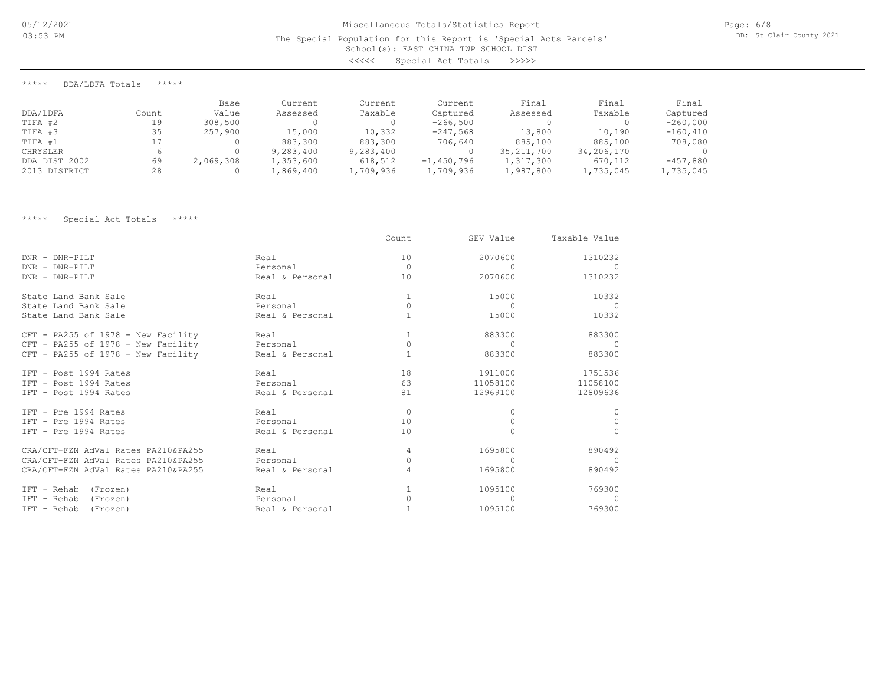Miscellaneous Totals/Statistics Report

The Special Population for this Report is 'Special Acts Parcels'

School(s): EAST CHINA TWP SCHOOL DIST

<<<<< Special Act Totals >>>>>

***** DDA/LDFA Totals *****

| DDA/LDFA | Count | Base Value | Current Assessed | Current Taxable | Current Captured | Final Assessed | Final Taxable | Final Captured |
|---|---|---|---|---|---|---|---|---|
| TIFA #2 | 19 | 308,500 | 0 | 0 | -266,500 | 0 | 0 | -260,000 |
| TIFA #3 | 35 | 257,900 | 15,000 | 10,332 | -247,568 | 13,800 | 10,190 | -160,410 |
| TIFA #1 | 17 | 0 | 883,300 | 883,300 | 706,640 | 885,100 | 885,100 | 708,080 |
| CHRYSLER | 6 | 0 | 9,283,400 | 9,283,400 | 0 | 35,211,700 | 34,206,170 | 0 |
| DDA DIST 2002 | 69 | 2,069,308 | 1,353,600 | 618,512 | -1,450,796 | 1,317,300 | 670,112 | -457,880 |
| 2013 DISTRICT | 28 | 0 | 1,869,400 | 1,709,936 | 1,709,936 | 1,987,800 | 1,735,045 | 1,735,045 |

***** Special Act Totals *****

| | | Count | SEV Value | Taxable Value |
|---|---|---|---|---|
| DNR - DNR-PILT | Real | 10 | 2070600 | 1310232 |
| DNR - DNR-PILT | Personal | 0 | 0 | 0 |
| DNR - DNR-PILT | Real & Personal | 10 | 2070600 | 1310232 |
| State Land Bank Sale | Real | 1 | 15000 | 10332 |
| State Land Bank Sale | Personal | 0 | 0 | 0 |
| State Land Bank Sale | Real & Personal | 1 | 15000 | 10332 |
| CFT - PA255 of 1978 - New Facility | Real | 1 | 883300 | 883300 |
| CFT - PA255 of 1978 - New Facility | Personal | 0 | 0 | 0 |
| CFT - PA255 of 1978 - New Facility | Real & Personal | 1 | 883300 | 883300 |
| IFT - Post 1994 Rates | Real | 18 | 1911000 | 1751536 |
| IFT - Post 1994 Rates | Personal | 63 | 11058100 | 11058100 |
| IFT - Post 1994 Rates | Real & Personal | 81 | 12969100 | 12809636 |
| IFT - Pre 1994 Rates | Real | 0 | 0 | 0 |
| IFT - Pre 1994 Rates | Personal | 10 | 0 | 0 |
| IFT - Pre 1994 Rates | Real & Personal | 10 | 0 | 0 |
| CRA/CFT-FZN AdVal Rates PA210&PA255 | Real | 4 | 1695800 | 890492 |
| CRA/CFT-FZN AdVal Rates PA210&PA255 | Personal | 0 | 0 | 0 |
| CRA/CFT-FZN AdVal Rates PA210&PA255 | Real & Personal | 4 | 1695800 | 890492 |
| IFT - Rehab (Frozen) | Real | 1 | 1095100 | 769300 |
| IFT - Rehab (Frozen) | Personal | 0 | 0 | 0 |
| IFT - Rehab (Frozen) | Real & Personal | 1 | 1095100 | 769300 |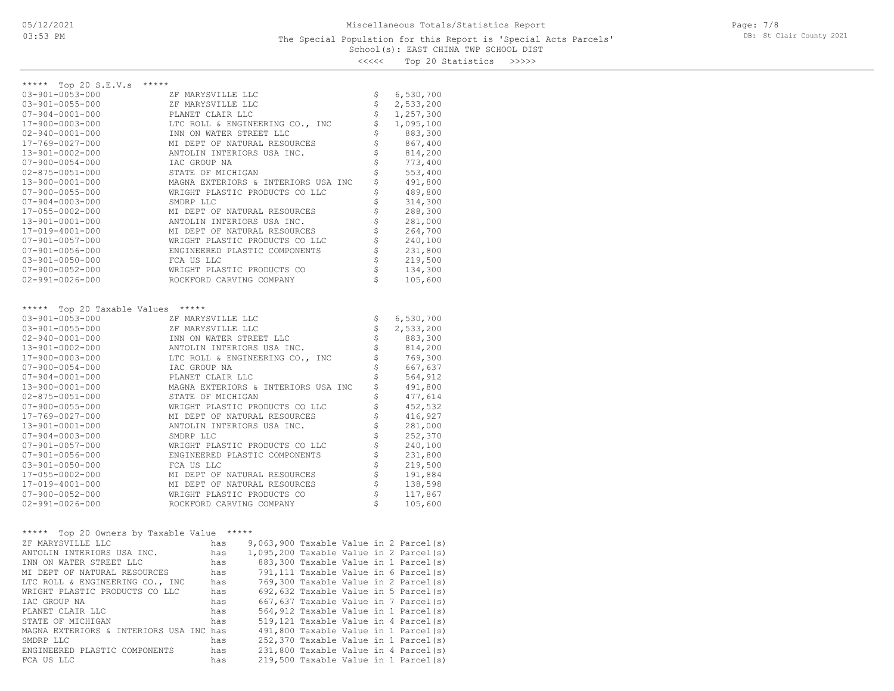# Miscellaneous Totals/Statistics Report

The Special Population for this Report is 'Special Acts Parcels'

School(s): EAST CHINA TWP SCHOOL DIST

<<<<< Top 20 Statistics >>>>>

## ***** Top 20 S.E.V.s *****

| Parcel | Owner | | Value |
|---|---|---|---|
| 03-901-0053-000 | ZF MARYSVILLE LLC | $ | 6,530,700 |
| 03-901-0055-000 | ZF MARYSVILLE LLC | $ | 2,533,200 |
| 07-904-0001-000 | PLANET CLAIR LLC | $ | 1,257,300 |
| 17-900-0003-000 | LTC ROLL & ENGINEERING CO., INC | $ | 1,095,100 |
| 02-940-0001-000 | INN ON WATER STREET LLC | $ | 883,300 |
| 17-769-0027-000 | MI DEPT OF NATURAL RESOURCES | $ | 867,400 |
| 13-901-0002-000 | ANTOLIN INTERIORS USA INC. | $ | 814,200 |
| 07-900-0054-000 | IAC GROUP NA | $ | 773,400 |
| 02-875-0051-000 | STATE OF MICHIGAN | $ | 553,400 |
| 13-900-0001-000 | MAGNA EXTERIORS & INTERIORS USA INC | $ | 491,800 |
| 07-900-0055-000 | WRIGHT PLASTIC PRODUCTS CO LLC | $ | 489,800 |
| 07-904-0003-000 | SMDRP LLC | $ | 314,300 |
| 17-055-0002-000 | MI DEPT OF NATURAL RESOURCES | $ | 288,300 |
| 13-901-0001-000 | ANTOLIN INTERIORS USA INC. | $ | 281,000 |
| 17-019-4001-000 | MI DEPT OF NATURAL RESOURCES | $ | 264,700 |
| 07-901-0057-000 | WRIGHT PLASTIC PRODUCTS CO LLC | $ | 240,100 |
| 07-901-0056-000 | ENGINEERED PLASTIC COMPONENTS | $ | 231,800 |
| 03-901-0050-000 | FCA US LLC | $ | 219,500 |
| 07-900-0052-000 | WRIGHT PLASTIC PRODUCTS CO | $ | 134,300 |
| 02-991-0026-000 | ROCKFORD CARVING COMPANY | $ | 105,600 |

## ***** Top 20 Taxable Values *****

| Parcel | Owner | | Value |
|---|---|---|---|
| 03-901-0053-000 | ZF MARYSVILLE LLC | $ | 6,530,700 |
| 03-901-0055-000 | ZF MARYSVILLE LLC | $ | 2,533,200 |
| 02-940-0001-000 | INN ON WATER STREET LLC | $ | 883,300 |
| 13-901-0002-000 | ANTOLIN INTERIORS USA INC. | $ | 814,200 |
| 17-900-0003-000 | LTC ROLL & ENGINEERING CO., INC | $ | 769,300 |
| 07-900-0054-000 | IAC GROUP NA | $ | 667,637 |
| 07-904-0001-000 | PLANET CLAIR LLC | $ | 564,912 |
| 13-900-0001-000 | MAGNA EXTERIORS & INTERIORS USA INC | $ | 491,800 |
| 02-875-0051-000 | STATE OF MICHIGAN | $ | 477,614 |
| 07-900-0055-000 | WRIGHT PLASTIC PRODUCTS CO LLC | $ | 452,532 |
| 17-769-0027-000 | MI DEPT OF NATURAL RESOURCES | $ | 416,927 |
| 13-901-0001-000 | ANTOLIN INTERIORS USA INC. | $ | 281,000 |
| 07-904-0003-000 | SMDRP LLC | $ | 252,370 |
| 07-901-0057-000 | WRIGHT PLASTIC PRODUCTS CO LLC | $ | 240,100 |
| 07-901-0056-000 | ENGINEERED PLASTIC COMPONENTS | $ | 231,800 |
| 03-901-0050-000 | FCA US LLC | $ | 219,500 |
| 17-055-0002-000 | MI DEPT OF NATURAL RESOURCES | $ | 191,884 |
| 17-019-4001-000 | MI DEPT OF NATURAL RESOURCES | $ | 138,598 |
| 07-900-0052-000 | WRIGHT PLASTIC PRODUCTS CO | $ | 117,867 |
| 02-991-0026-000 | ROCKFORD CARVING COMPANY | $ | 105,600 |

## ***** Top 20 Owners by Taxable Value *****

| Owner | | Taxable Value | | Parcel(s) | |
|---|---|---|---|---|---|
| ZF MARYSVILLE LLC | has | 9,063,900 | Taxable Value in | 2 | Parcel(s) |
| ANTOLIN INTERIORS USA INC. | has | 1,095,200 | Taxable Value in | 2 | Parcel(s) |
| INN ON WATER STREET LLC | has | 883,300 | Taxable Value in | 1 | Parcel(s) |
| MI DEPT OF NATURAL RESOURCES | has | 791,111 | Taxable Value in | 6 | Parcel(s) |
| LTC ROLL & ENGINEERING CO., INC | has | 769,300 | Taxable Value in | 2 | Parcel(s) |
| WRIGHT PLASTIC PRODUCTS CO LLC | has | 692,632 | Taxable Value in | 5 | Parcel(s) |
| IAC GROUP NA | has | 667,637 | Taxable Value in | 7 | Parcel(s) |
| PLANET CLAIR LLC | has | 564,912 | Taxable Value in | 1 | Parcel(s) |
| STATE OF MICHIGAN | has | 519,121 | Taxable Value in | 4 | Parcel(s) |
| MAGNA EXTERIORS & INTERIORS USA INC | has | 491,800 | Taxable Value in | 1 | Parcel(s) |
| SMDRP LLC | has | 252,370 | Taxable Value in | 1 | Parcel(s) |
| ENGINEERED PLASTIC COMPONENTS | has | 231,800 | Taxable Value in | 4 | Parcel(s) |
| FCA US LLC | has | 219,500 | Taxable Value in | 1 | Parcel(s) |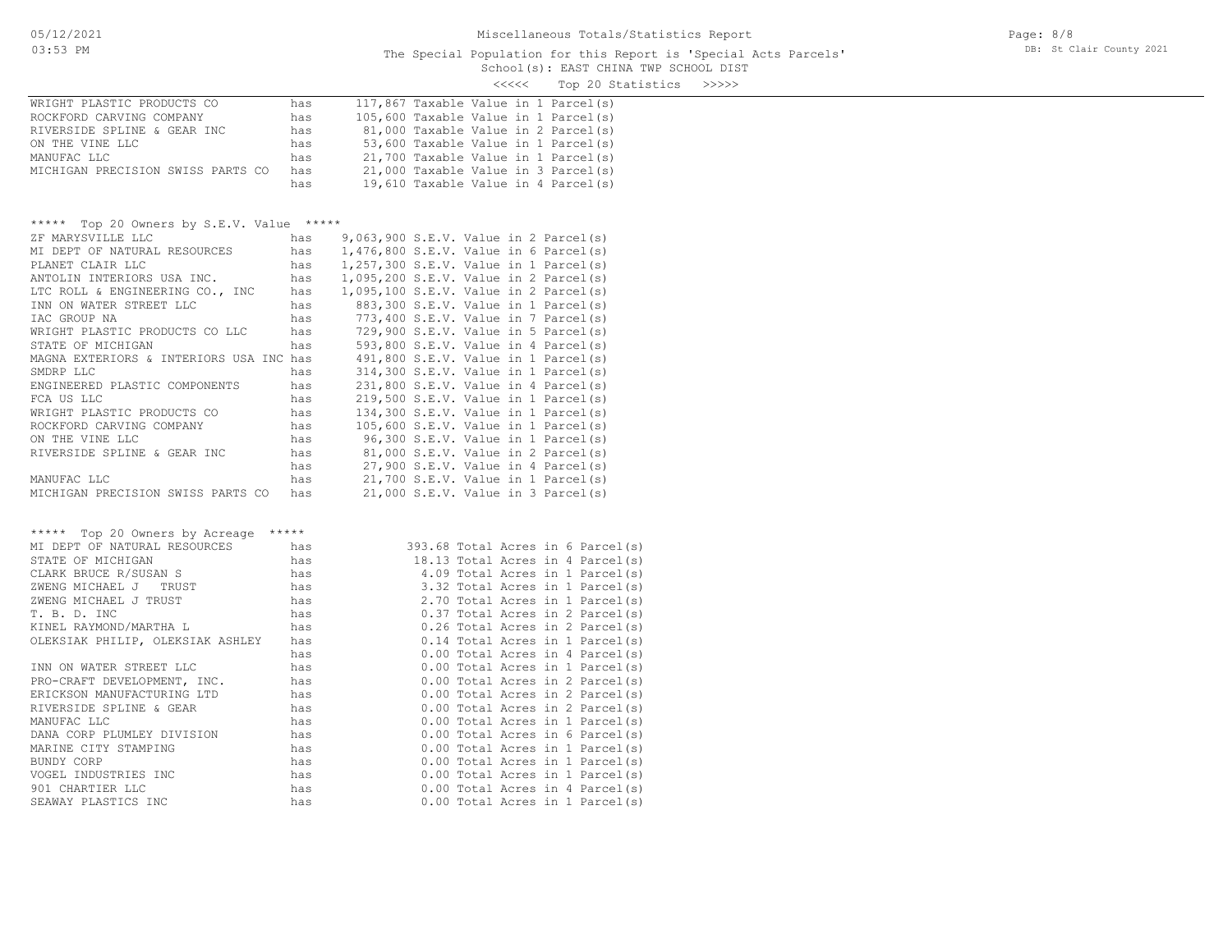Miscellaneous Totals/Statistics Report

The Special Population for this Report is 'Special Acts Parcels'

School(s): EAST CHINA TWP SCHOOL DIST

<<<<< Top 20 Statistics >>>>>

| | | |
|---|---|---|
| WRIGHT PLASTIC PRODUCTS CO | has | 117,867 Taxable Value in 1 Parcel(s) |
| ROCKFORD CARVING COMPANY | has | 105,600 Taxable Value in 1 Parcel(s) |
| RIVERSIDE SPLINE & GEAR INC | has | 81,000 Taxable Value in 2 Parcel(s) |
| ON THE VINE LLC | has | 53,600 Taxable Value in 1 Parcel(s) |
| MANUFAC LLC | has | 21,700 Taxable Value in 1 Parcel(s) |
| MICHIGAN PRECISION SWISS PARTS CO | has | 21,000 Taxable Value in 3 Parcel(s) |
| | has | 19,610 Taxable Value in 4 Parcel(s) |

***** Top 20 Owners by S.E.V. Value *****

| | | |
|---|---|---|
| ZF MARYSVILLE LLC | has | 9,063,900 S.E.V. Value in 2 Parcel(s) |
| MI DEPT OF NATURAL RESOURCES | has | 1,476,800 S.E.V. Value in 6 Parcel(s) |
| PLANET CLAIR LLC | has | 1,257,300 S.E.V. Value in 1 Parcel(s) |
| ANTOLIN INTERIORS USA INC. | has | 1,095,200 S.E.V. Value in 2 Parcel(s) |
| LTC ROLL & ENGINEERING CO., INC | has | 1,095,100 S.E.V. Value in 2 Parcel(s) |
| INN ON WATER STREET LLC | has | 883,300 S.E.V. Value in 1 Parcel(s) |
| IAC GROUP NA | has | 773,400 S.E.V. Value in 7 Parcel(s) |
| WRIGHT PLASTIC PRODUCTS CO LLC | has | 729,900 S.E.V. Value in 5 Parcel(s) |
| STATE OF MICHIGAN | has | 593,800 S.E.V. Value in 4 Parcel(s) |
| MAGNA EXTERIORS & INTERIORS USA INC | has | 491,800 S.E.V. Value in 1 Parcel(s) |
| SMDRP LLC | has | 314,300 S.E.V. Value in 1 Parcel(s) |
| ENGINEERED PLASTIC COMPONENTS | has | 231,800 S.E.V. Value in 4 Parcel(s) |
| FCA US LLC | has | 219,500 S.E.V. Value in 1 Parcel(s) |
| WRIGHT PLASTIC PRODUCTS CO | has | 134,300 S.E.V. Value in 1 Parcel(s) |
| ROCKFORD CARVING COMPANY | has | 105,600 S.E.V. Value in 1 Parcel(s) |
| ON THE VINE LLC | has | 96,300 S.E.V. Value in 1 Parcel(s) |
| RIVERSIDE SPLINE & GEAR INC | has | 81,000 S.E.V. Value in 2 Parcel(s) |
| | has | 27,900 S.E.V. Value in 4 Parcel(s) |
| MANUFAC LLC | has | 21,700 S.E.V. Value in 1 Parcel(s) |
| MICHIGAN PRECISION SWISS PARTS CO | has | 21,000 S.E.V. Value in 3 Parcel(s) |

***** Top 20 Owners by Acreage *****

| | | |
|---|---|---|
| MI DEPT OF NATURAL RESOURCES | has | 393.68 Total Acres in 6 Parcel(s) |
| STATE OF MICHIGAN | has | 18.13 Total Acres in 4 Parcel(s) |
| CLARK BRUCE R/SUSAN S | has | 4.09 Total Acres in 1 Parcel(s) |
| ZWENG MICHAEL J TRUST | has | 3.32 Total Acres in 1 Parcel(s) |
| ZWENG MICHAEL J TRUST | has | 2.70 Total Acres in 1 Parcel(s) |
| T. B. D. INC | has | 0.37 Total Acres in 2 Parcel(s) |
| KINEL RAYMOND/MARTHA L | has | 0.26 Total Acres in 2 Parcel(s) |
| OLEKSIAK PHILIP, OLEKSIAK ASHLEY | has | 0.14 Total Acres in 1 Parcel(s) |
| | has | 0.00 Total Acres in 4 Parcel(s) |
| INN ON WATER STREET LLC | has | 0.00 Total Acres in 1 Parcel(s) |
| PRO-CRAFT DEVELOPMENT, INC. | has | 0.00 Total Acres in 2 Parcel(s) |
| ERICKSON MANUFACTURING LTD | has | 0.00 Total Acres in 2 Parcel(s) |
| RIVERSIDE SPLINE & GEAR | has | 0.00 Total Acres in 2 Parcel(s) |
| MANUFAC LLC | has | 0.00 Total Acres in 1 Parcel(s) |
| DANA CORP PLUMLEY DIVISION | has | 0.00 Total Acres in 6 Parcel(s) |
| MARINE CITY STAMPING | has | 0.00 Total Acres in 1 Parcel(s) |
| BUNDY CORP | has | 0.00 Total Acres in 1 Parcel(s) |
| VOGEL INDUSTRIES INC | has | 0.00 Total Acres in 1 Parcel(s) |
| 901 CHARTIER LLC | has | 0.00 Total Acres in 4 Parcel(s) |
| SEAWAY PLASTICS INC | has | 0.00 Total Acres in 1 Parcel(s) |